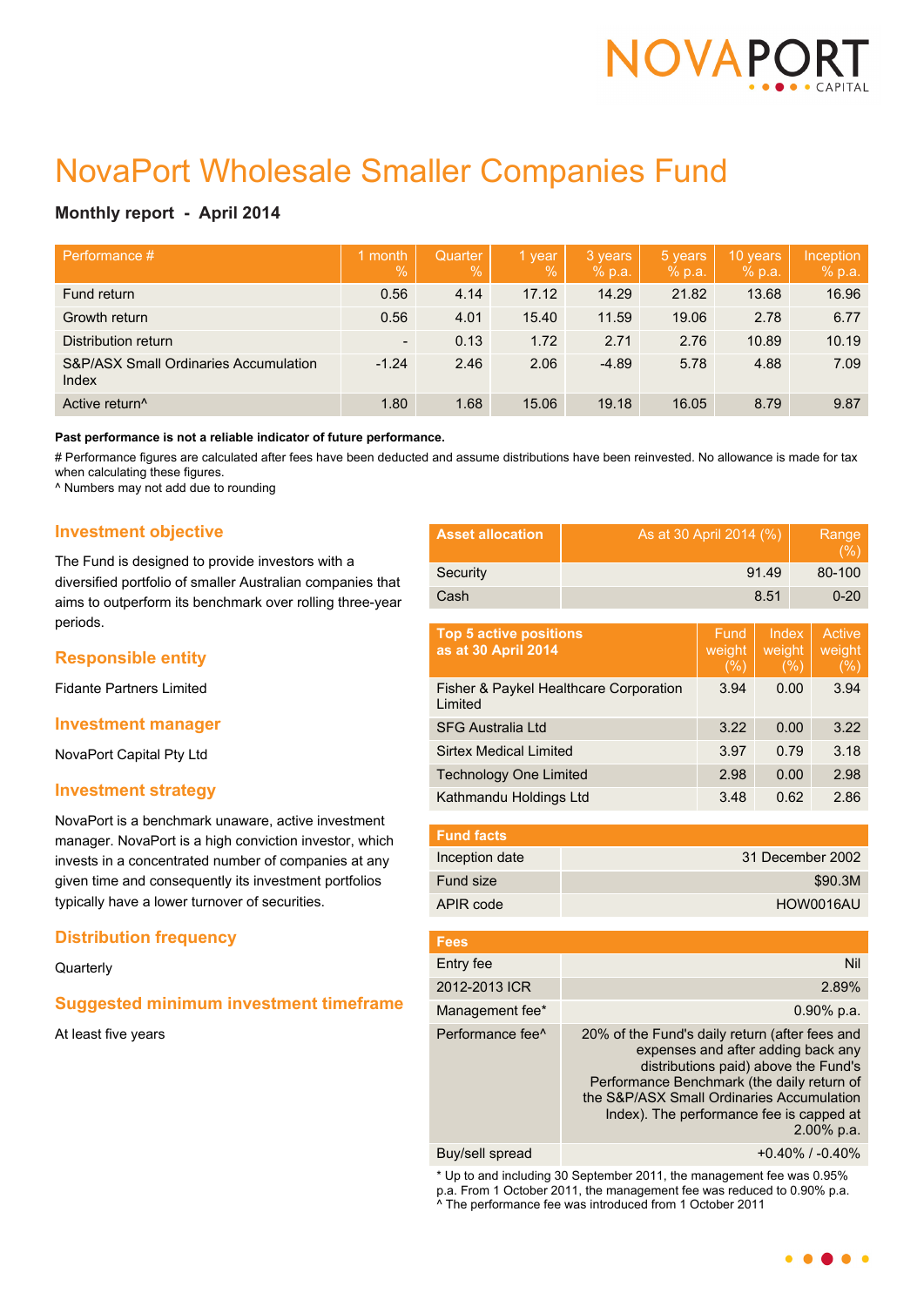# NovaPort Wholesale Smaller Companies Fund

**Monthly report - April 2014**

| Performance # | 1 month % | Quarter % | 1 year % | 3 years % p.a. | 5 years % p.a. | 10 years % p.a. | Inception % p.a. |
|---|---|---|---|---|---|---|---|
| Fund return | 0.56 | 4.14 | 17.12 | 14.29 | 21.82 | 13.68 | 16.96 |
| Growth return | 0.56 | 4.01 | 15.40 | 11.59 | 19.06 | 2.78 | 6.77 |
| Distribution return | - | 0.13 | 1.72 | 2.71 | 2.76 | 10.89 | 10.19 |
| S&P/ASX Small Ordinaries Accumulation Index | -1.24 | 2.46 | 2.06 | -4.89 | 5.78 | 4.88 | 7.09 |
| Active return^ | 1.80 | 1.68 | 15.06 | 19.18 | 16.05 | 8.79 | 9.87 |

**Past performance is not a reliable indicator of future performance.**

# Performance figures are calculated after fees have been deducted and assume distributions have been reinvested. No allowance is made for tax when calculating these figures.
^ Numbers may not add due to rounding

## Investment objective

The Fund is designed to provide investors with a diversified portfolio of smaller Australian companies that aims to outperform its benchmark over rolling three-year periods.

## Responsible entity

Fidante Partners Limited

## Investment manager

NovaPort Capital Pty Ltd

## Investment strategy

NovaPort is a benchmark unaware, active investment manager. NovaPort is a high conviction investor, which invests in a concentrated number of companies at any given time and consequently its investment portfolios typically have a lower turnover of securities.

## Distribution frequency

Quarterly

## Suggested minimum investment timeframe

At least five years

| Asset allocation | As at 30 April 2014 (%) | Range (%) |
|---|---|---|
| Security | 91.49 | 80-100 |
| Cash | 8.51 | 0-20 |

| Top 5 active positions as at 30 April 2014 | Fund weight (%) | Index weight (%) | Active weight (%) |
|---|---|---|---|
| Fisher & Paykel Healthcare Corporation Limited | 3.94 | 0.00 | 3.94 |
| SFG Australia Ltd | 3.22 | 0.00 | 3.22 |
| Sirtex Medical Limited | 3.97 | 0.79 | 3.18 |
| Technology One Limited | 2.98 | 0.00 | 2.98 |
| Kathmandu Holdings Ltd | 3.48 | 0.62 | 2.86 |

| Fund facts | |
|---|---|
| Inception date | 31 December 2002 |
| Fund size | $90.3M |
| APIR code | HOW0016AU |

| Fees | |
|---|---|
| Entry fee | Nil |
| 2012-2013 ICR | 2.89% |
| Management fee* | 0.90% p.a. |
| Performance fee^ | 20% of the Fund's daily return (after fees and expenses and after adding back any distributions paid) above the Fund's Performance Benchmark (the daily return of the S&P/ASX Small Ordinaries Accumulation Index). The performance fee is capped at 2.00% p.a. |
| Buy/sell spread | +0.40% / -0.40% |

* Up to and including 30 September 2011, the management fee was 0.95% p.a. From 1 October 2011, the management fee was reduced to 0.90% p.a.
^ The performance fee was introduced from 1 October 2011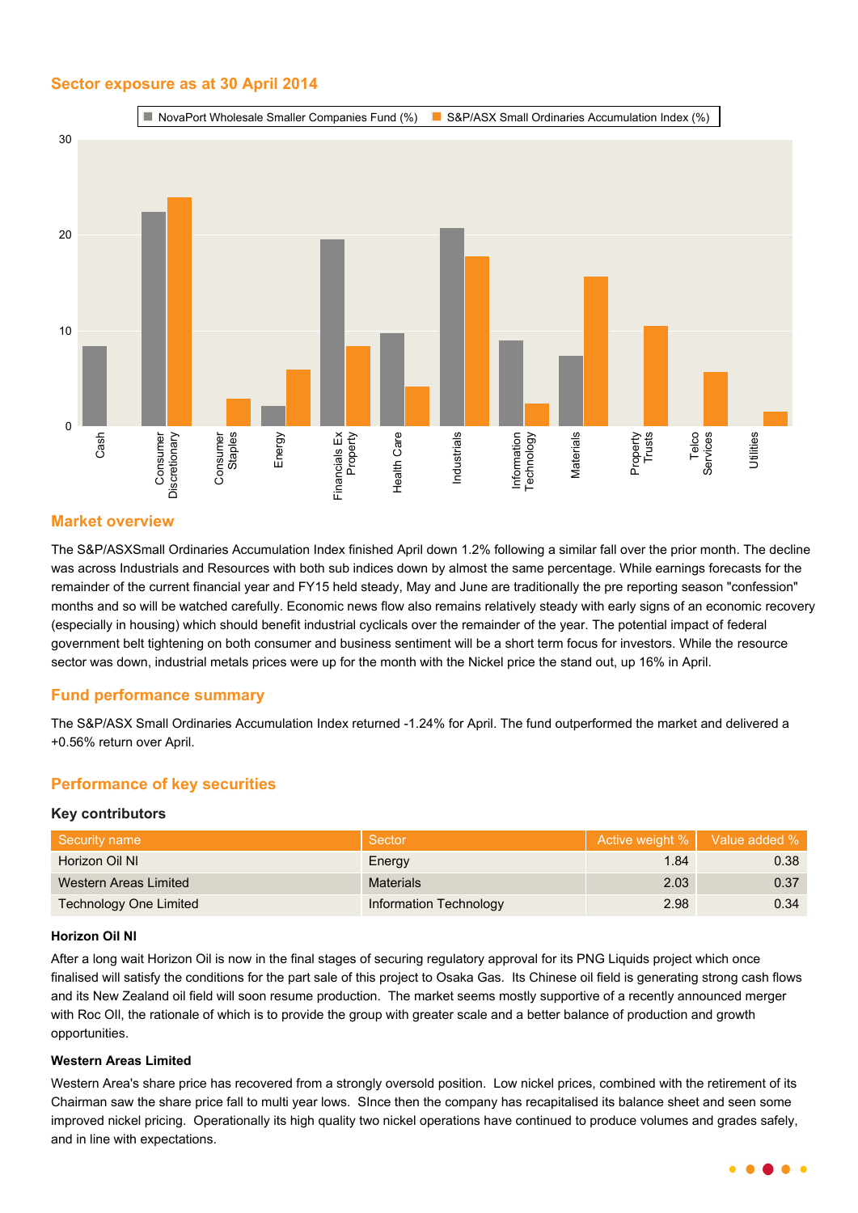## Sector exposure as at 30 April 2014

| Sector | NovaPort Wholesale Smaller Companies Fund (%) | S&P/ASX Small Ordinaries Accumulation Index (%) |
|---|---|---|
| Cash | 8.3 | 0 |
| Consumer Discretionary | 22.4 | 24.0 |
| Consumer Staples | 0 | 2.8 |
| Energy | 2.1 | 5.9 |
| Financials Ex Property | 19.6 | 8.3 |
| Health Care | 9.7 | 4.1 |
| Industrials | 20.7 | 17.7 |
| Information Technology | 8.9 | 2.3 |
| Materials | 7.3 | 15.6 |
| Property Trusts | 0 | 10.5 |
| Telco Services | 0 | 5.6 |
| Utilities | 0 | 1.5 |

## Market overview

The S&P/ASXSmall Ordinaries Accumulation Index finished April down 1.2% following a similar fall over the prior month. The decline was across Industrials and Resources with both sub indices down by almost the same percentage. While earnings forecasts for the remainder of the current financial year and FY15 held steady, May and June are traditionally the pre reporting season "confession" months and so will be watched carefully. Economic news flow also remains relatively steady with early signs of an economic recovery (especially in housing) which should benefit industrial cyclicals over the remainder of the year. The potential impact of federal government belt tightening on both consumer and business sentiment will be a short term focus for investors. While the resource sector was down, industrial metals prices were up for the month with the Nickel price the stand out, up 16% in April.

## Fund performance summary

The S&P/ASX Small Ordinaries Accumulation Index returned -1.24% for April. The fund outperformed the market and delivered a +0.56% return over April.

## Performance of key securities

### Key contributors

| Security name | Sector | Active weight % | Value added % |
|---|---|---|---|
| Horizon Oil NI | Energy | 1.84 | 0.38 |
| Western Areas Limited | Materials | 2.03 | 0.37 |
| Technology One Limited | Information Technology | 2.98 | 0.34 |

**Horizon Oil NI**

After a long wait Horizon Oil is now in the final stages of securing regulatory approval for its PNG Liquids project which once finalised will satisfy the conditions for the part sale of this project to Osaka Gas. Its Chinese oil field is generating strong cash flows and its New Zealand oil field will soon resume production. The market seems mostly supportive of a recently announced merger with Roc OIl, the rationale of which is to provide the group with greater scale and a better balance of production and growth opportunities.

**Western Areas Limited**

Western Area's share price has recovered from a strongly oversold position. Low nickel prices, combined with the retirement of its Chairman saw the share price fall to multi year lows. SInce then the company has recapitalised its balance sheet and seen some improved nickel pricing. Operationally its high quality two nickel operations have continued to produce volumes and grades safely, and in line with expectations.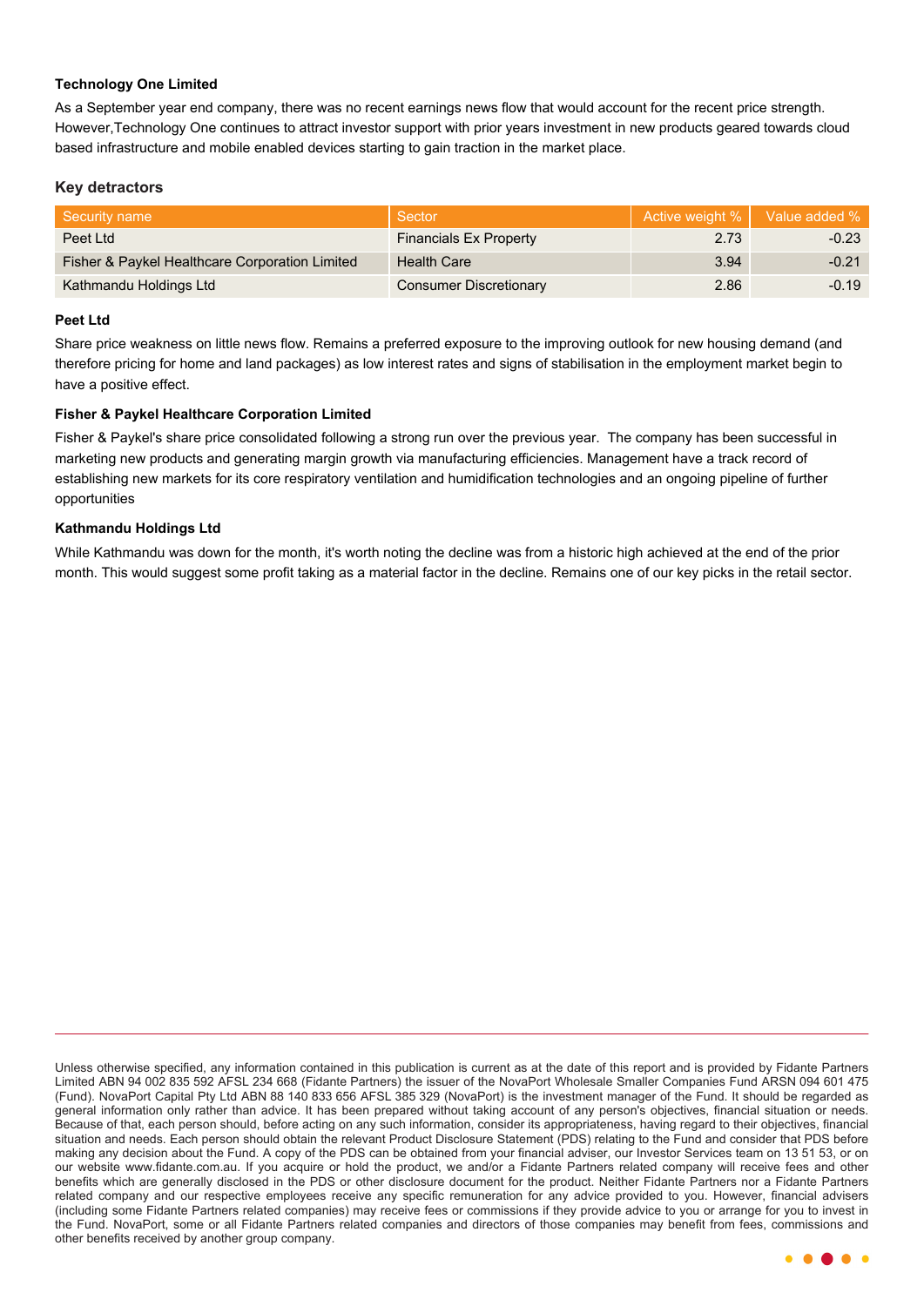**Technology One Limited**

As a September year end company, there was no recent earnings news flow that would account for the recent price strength. However,Technology One continues to attract investor support with prior years investment in new products geared towards cloud based infrastructure and mobile enabled devices starting to gain traction in the market place.

## Key detractors

| Security name | Sector | Active weight % | Value added % |
| --- | --- | --- | --- |
| Peet Ltd | Financials Ex Property | 2.73 | -0.23 |
| Fisher & Paykel Healthcare Corporation Limited | Health Care | 3.94 | -0.21 |
| Kathmandu Holdings Ltd | Consumer Discretionary | 2.86 | -0.19 |

**Peet Ltd**

Share price weakness on little news flow. Remains a preferred exposure to the improving outlook for new housing demand (and therefore pricing for home and land packages) as low interest rates and signs of stabilisation in the employment market begin to have a positive effect.

**Fisher & Paykel Healthcare Corporation Limited**

Fisher & Paykel's share price consolidated following a strong run over the previous year. The company has been successful in marketing new products and generating margin growth via manufacturing efficiencies. Management have a track record of establishing new markets for its core respiratory ventilation and humidification technologies and an ongoing pipeline of further opportunities

**Kathmandu Holdings Ltd**

While Kathmandu was down for the month, it's worth noting the decline was from a historic high achieved at the end of the prior month. This would suggest some profit taking as a material factor in the decline. Remains one of our key picks in the retail sector.

Unless otherwise specified, any information contained in this publication is current as at the date of this report and is provided by Fidante Partners Limited ABN 94 002 835 592 AFSL 234 668 (Fidante Partners) the issuer of the NovaPort Wholesale Smaller Companies Fund ARSN 094 601 475 (Fund). NovaPort Capital Pty Ltd ABN 88 140 833 656 AFSL 385 329 (NovaPort) is the investment manager of the Fund. It should be regarded as general information only rather than advice. It has been prepared without taking account of any person's objectives, financial situation or needs. Because of that, each person should, before acting on any such information, consider its appropriateness, having regard to their objectives, financial situation and needs. Each person should obtain the relevant Product Disclosure Statement (PDS) relating to the Fund and consider that PDS before making any decision about the Fund. A copy of the PDS can be obtained from your financial adviser, our Investor Services team on 13 51 53, or on our website www.fidante.com.au. If you acquire or hold the product, we and/or a Fidante Partners related company will receive fees and other benefits which are generally disclosed in the PDS or other disclosure document for the product. Neither Fidante Partners nor a Fidante Partners related company and our respective employees receive any specific remuneration for any advice provided to you. However, financial advisers (including some Fidante Partners related companies) may receive fees or commissions if they provide advice to you or arrange for you to invest in the Fund. NovaPort, some or all Fidante Partners related companies and directors of those companies may benefit from fees, commissions and other benefits received by another group company.